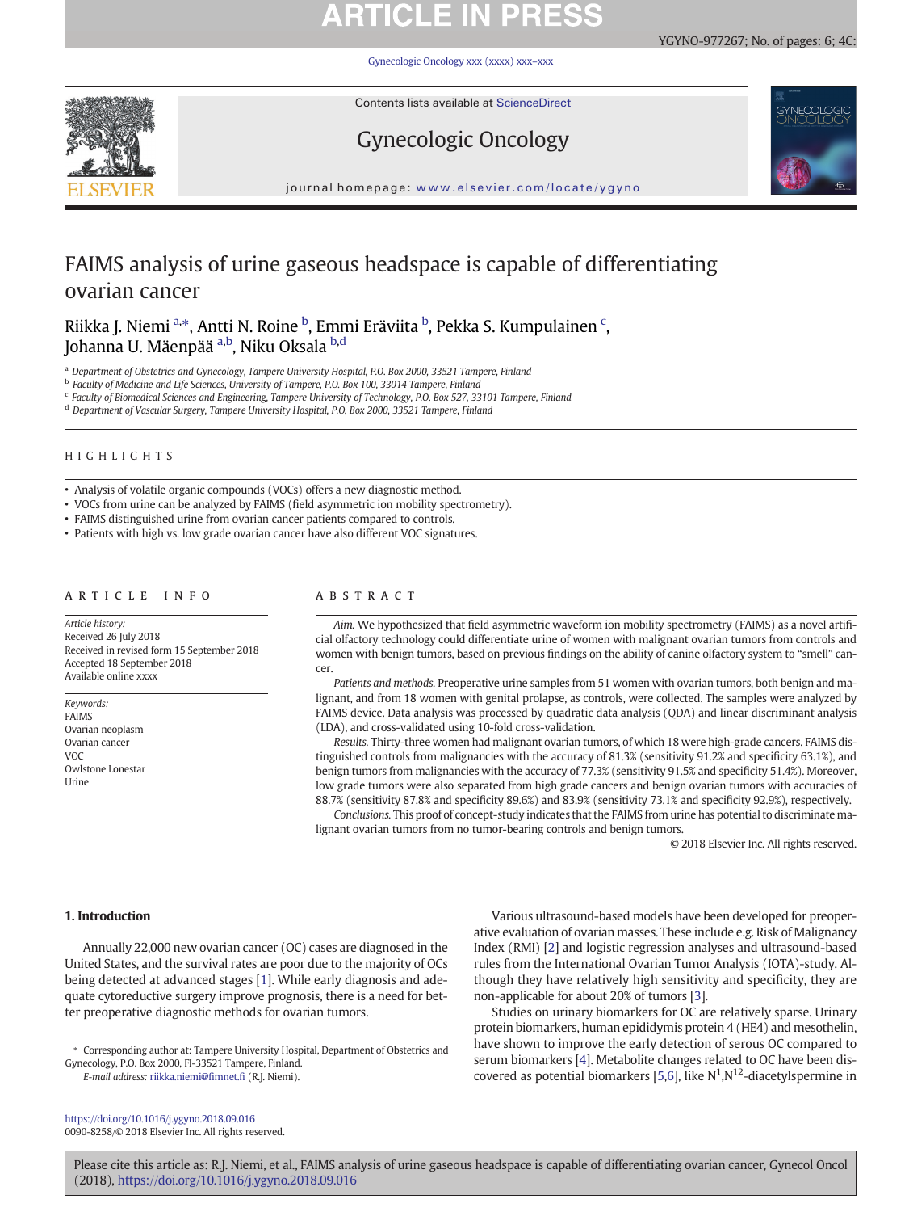# FAIMS analysis of urine gaseous headspace is capable of differentiating ovarian cancer

Riikka J. Niemi [a,*], Antti N. Roine [b], Emmi Eräviita [b], Pekka S. Kumpulainen [c], Johanna U. Mäenpää [a,b], Niku Oksala [b,d]

[a] Department of Obstetrics and Gynecology, Tampere University Hospital, P.O. Box 2000, 33521 Tampere, Finland
[b] Faculty of Medicine and Life Sciences, University of Tampere, P.O. Box 100, 33014 Tampere, Finland
[c] Faculty of Biomedical Sciences and Engineering, Tampere University of Technology, P.O. Box 527, 33101 Tampere, Finland
[d] Department of Vascular Surgery, Tampere University Hospital, P.O. Box 2000, 33521 Tampere, Finland

## HIGHLIGHTS

- Analysis of volatile organic compounds (VOCs) offers a new diagnostic method.
- VOCs from urine can be analyzed by FAIMS (field asymmetric ion mobility spectrometry).
- FAIMS distinguished urine from ovarian cancer patients compared to controls.
- Patients with high vs. low grade ovarian cancer have also different VOC signatures.

## ARTICLE INFO

*Article history:*
Received 26 July 2018
Received in revised form 15 September 2018
Accepted 18 September 2018
Available online xxxx

*Keywords:*
FAIMS
Ovarian neoplasm
Ovarian cancer
VOC
Owlstone Lonestar
Urine

## ABSTRACT

*Aim.* We hypothesized that field asymmetric waveform ion mobility spectrometry (FAIMS) as a novel artificial olfactory technology could differentiate urine of women with malignant ovarian tumors from controls and women with benign tumors, based on previous findings on the ability of canine olfactory system to "smell" cancer.

*Patients and methods.* Preoperative urine samples from 51 women with ovarian tumors, both benign and malignant, and from 18 women with genital prolapse, as controls, were collected. The samples were analyzed by FAIMS device. Data analysis was processed by quadratic data analysis (QDA) and linear discriminant analysis (LDA), and cross-validated using 10-fold cross-validation.

*Results.* Thirty-three women had malignant ovarian tumors, of which 18 were high-grade cancers. FAIMS distinguished controls from malignancies with the accuracy of 81.3% (sensitivity 91.2% and specificity 63.1%), and benign tumors from malignancies with the accuracy of 77.3% (sensitivity 91.5% and specificity 51.4%). Moreover, low grade tumors were also separated from high grade cancers and benign ovarian tumors with accuracies of 88.7% (sensitivity 87.8% and specificity 89.6%) and 83.9% (sensitivity 73.1% and specificity 92.9%), respectively.

*Conclusions.* This proof of concept-study indicates that the FAIMS from urine has potential to discriminate malignant ovarian tumors from no tumor-bearing controls and benign tumors.

© 2018 Elsevier Inc. All rights reserved.

## 1. Introduction

Annually 22,000 new ovarian cancer (OC) cases are diagnosed in the United States, and the survival rates are poor due to the majority of OCs being detected at advanced stages [1]. While early diagnosis and adequate cytoreductive surgery improve prognosis, there is a need for better preoperative diagnostic methods for ovarian tumors.

Various ultrasound-based models have been developed for preoperative evaluation of ovarian masses. These include e.g. Risk of Malignancy Index (RMI) [2] and logistic regression analyses and ultrasound-based rules from the International Ovarian Tumor Analysis (IOTA)-study. Although they have relatively high sensitivity and specificity, they are non-applicable for about 20% of tumors [3].

Studies on urinary biomarkers for OC are relatively sparse. Urinary protein biomarkers, human epididymis protein 4 (HE4) and mesothelin, have shown to improve the early detection of serous OC compared to serum biomarkers [4]. Metabolite changes related to OC have been discovered as potential biomarkers [5,6], like $N^1$,$N^{12}$-diacetylspermine in

* Corresponding author at: Tampere University Hospital, Department of Obstetrics and Gynecology, P.O. Box 2000, FI-33521 Tampere, Finland.
*E-mail address:* riikka.niemi@fimnet.fi (R.J. Niemi).

https://doi.org/10.1016/j.ygyno.2018.09.016
0090-8258/© 2018 Elsevier Inc. All rights reserved.

Please cite this article as: R.J. Niemi, et al., FAIMS analysis of urine gaseous headspace is capable of differentiating ovarian cancer, Gynecol Oncol (2018), https://doi.org/10.1016/j.ygyno.2018.09.016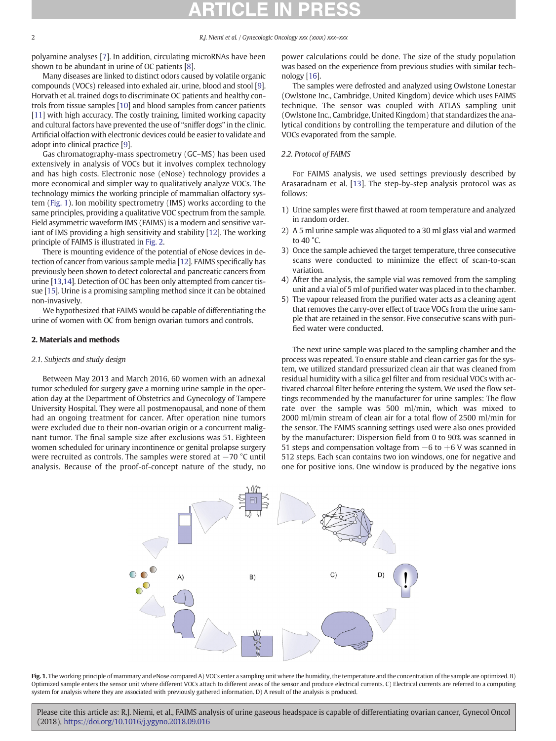polyamine analyses [7]. In addition, circulating microRNAs have been shown to be abundant in urine of OC patients [8].

Many diseases are linked to distinct odors caused by volatile organic compounds (VOCs) released into exhaled air, urine, blood and stool [9]. Horvath et al. trained dogs to discriminate OC patients and healthy controls from tissue samples [10] and blood samples from cancer patients [11] with high accuracy. The costly training, limited working capacity and cultural factors have prevented the use of "sniffer dogs" in the clinic. Artificial olfaction with electronic devices could be easier to validate and adopt into clinical practice [9].

Gas chromatography-mass spectrometry (GC–MS) has been used extensively in analysis of VOCs but it involves complex technology and has high costs. Electronic nose (eNose) technology provides a more economical and simpler way to qualitatively analyze VOCs. The technology mimics the working principle of mammalian olfactory system (Fig. 1). Ion mobility spectrometry (IMS) works according to the same principles, providing a qualitative VOC spectrum from the sample. Field asymmetric waveform IMS (FAIMS) is a modern and sensitive variant of IMS providing a high sensitivity and stability [12]. The working principle of FAIMS is illustrated in Fig. 2.

There is mounting evidence of the potential of eNose devices in detection of cancer from various sample media [12]. FAIMS specifically has previously been shown to detect colorectal and pancreatic cancers from urine [13,14]. Detection of OC has been only attempted from cancer tissue [15]. Urine is a promising sampling method since it can be obtained non-invasively.

We hypothesized that FAIMS would be capable of differentiating the urine of women with OC from benign ovarian tumors and controls.

## 2. Materials and methods

### 2.1. Subjects and study design

Between May 2013 and March 2016, 60 women with an adnexal tumor scheduled for surgery gave a morning urine sample in the operation day at the Department of Obstetrics and Gynecology of Tampere University Hospital. They were all postmenopausal, and none of them had an ongoing treatment for cancer. After operation nine tumors were excluded due to their non-ovarian origin or a concurrent malignant tumor. The final sample size after exclusions was 51. Eighteen women scheduled for urinary incontinence or genital prolapse surgery were recruited as controls. The samples were stored at −70 °C until analysis. Because of the proof-of-concept nature of the study, no power calculations could be done. The size of the study population was based on the experience from previous studies with similar technology [16].

The samples were defrosted and analyzed using Owlstone Lonestar (Owlstone Inc., Cambridge, United Kingdom) device which uses FAIMS technique. The sensor was coupled with ATLAS sampling unit (Owlstone Inc., Cambridge, United Kingdom) that standardizes the analytical conditions by controlling the temperature and dilution of the VOCs evaporated from the sample.

### 2.2. Protocol of FAIMS

For FAIMS analysis, we used settings previously described by Arasaradnam et al. [13]. The step-by-step analysis protocol was as follows:

1) Urine samples were first thawed at room temperature and analyzed in random order.
2) A 5 ml urine sample was aliquoted to a 30 ml glass vial and warmed to 40 °C.
3) Once the sample achieved the target temperature, three consecutive scans were conducted to minimize the effect of scan-to-scan variation.
4) After the analysis, the sample vial was removed from the sampling unit and a vial of 5 ml of purified water was placed in to the chamber.
5) The vapour released from the purified water acts as a cleaning agent that removes the carry-over effect of trace VOCs from the urine sample that are retained in the sensor. Five consecutive scans with purified water were conducted.

The next urine sample was placed to the sampling chamber and the process was repeated. To ensure stable and clean carrier gas for the system, we utilized standard pressurized clean air that was cleaned from residual humidity with a silica gel filter and from residual VOCs with activated charcoal filter before entering the system. We used the flow settings recommended by the manufacturer for urine samples: The flow rate over the sample was 500 ml/min, which was mixed to 2000 ml/min stream of clean air for a total flow of 2500 ml/min for the sensor. The FAIMS scanning settings used were also ones provided by the manufacturer: Dispersion field from 0 to 90% was scanned in 51 steps and compensation voltage from −6 to +6 V was scanned in 512 steps. Each scan contains two ion windows, one for negative and one for positive ions. One window is produced by the negative ions

**Fig. 1.** The working principle of mammary and eNose compared A) VOCs enter a sampling unit where the humidity, the temperature and the concentration of the sample are optimized. B) Optimized sample enters the sensor unit where different VOCs attach to different areas of the sensor and produce electrical currents. C) Electrical currents are referred to a computing system for analysis where they are associated with previously gathered information. D) A result of the analysis is produced.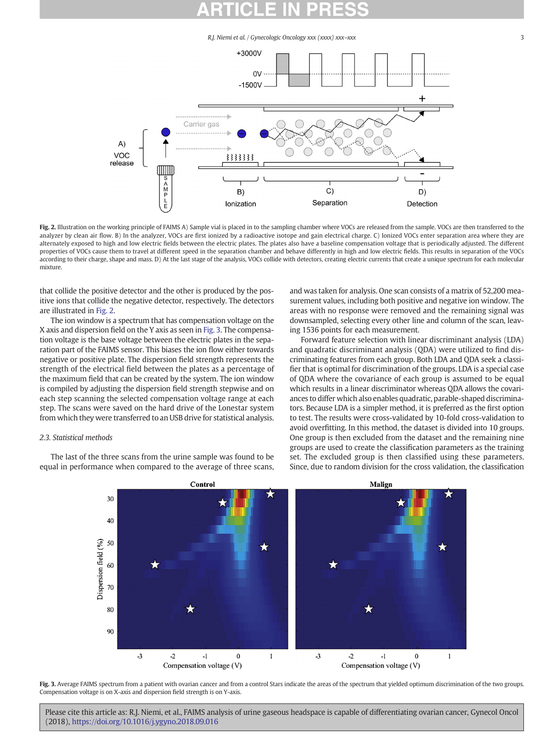+3000V

0V

-1500V

+

Carrier gas

A) VOC release

SAMPLE

-

B) Ionization

C) Separation

D) Detection

**Fig. 2.** Illustration on the working principle of FAIMS A) Sample vial is placed in to the sampling chamber where VOCs are released from the sample. VOCs are then transferred to the analyzer by clean air flow. B) In the analyzer, VOCs are first ionized by a radioactive isotope and gain electrical charge. C) Ionized VOCs enter separation area where they are alternately exposed to high and low electric fields between the electric plates. The plates also have a baseline compensation voltage that is periodically adjusted. The different properties of VOCs cause them to travel at different speed in the separation chamber and behave differently in high and low electric fields. This results in separation of the VOCs according to their charge, shape and mass. D) At the last stage of the analysis, VOCs collide with detectors, creating electric currents that create a unique spectrum for each molecular mixture.

that collide the positive detector and the other is produced by the positive ions that collide the negative detector, respectively. The detectors are illustrated in Fig. 2.

The ion window is a spectrum that has compensation voltage on the X axis and dispersion field on the Y axis as seen in Fig. 3. The compensation voltage is the base voltage between the electric plates in the separation part of the FAIMS sensor. This biases the ion flow either towards negative or positive plate. The dispersion field strength represents the strength of the electrical field between the plates as a percentage of the maximum field that can be created by the system. The ion window is compiled by adjusting the dispersion field strength stepwise and on each step scanning the selected compensation voltage range at each step. The scans were saved on the hard drive of the Lonestar system from which they were transferred to an USB drive for statistical analysis.

### 2.3. Statistical methods

The last of the three scans from the urine sample was found to be equal in performance when compared to the average of three scans, and was taken for analysis. One scan consists of a matrix of 52,200 measurement values, including both positive and negative ion window. The areas with no response were removed and the remaining signal was downsampled, selecting every other line and column of the scan, leaving 1536 points for each measurement.

Forward feature selection with linear discriminant analysis (LDA) and quadratic discriminant analysis (QDA) were utilized to find discriminating features from each group. Both LDA and QDA seek a classifier that is optimal for discrimination of the groups. LDA is a special case of QDA where the covariance of each group is assumed to be equal which results in a linear discriminator whereas QDA allows the covariances to differ which also enables quadratic, parable-shaped discriminators. Because LDA is a simpler method, it is preferred as the first option to test. The results were cross-validated by 10-fold cross-validation to avoid overfitting. In this method, the dataset is divided into 10 groups. One group is then excluded from the dataset and the remaining nine groups are used to create the classification parameters as the training set. The excluded group is then classified using these parameters. Since, due to random division for the cross validation, the classification

Control

Malign

Dispersion field (%)

30
40
50
60
70
80
90

-3 -2 -1 0 1

Compensation voltage (V)

-3 -2 -1 0 1

Compensation voltage (V)

**Fig. 3.** Average FAIMS spectrum from a patient with ovarian cancer and from a control Stars indicate the areas of the spectrum that yielded optimum discrimination of the two groups. Compensation voltage is on X-axis and dispersion field strength is on Y-axis.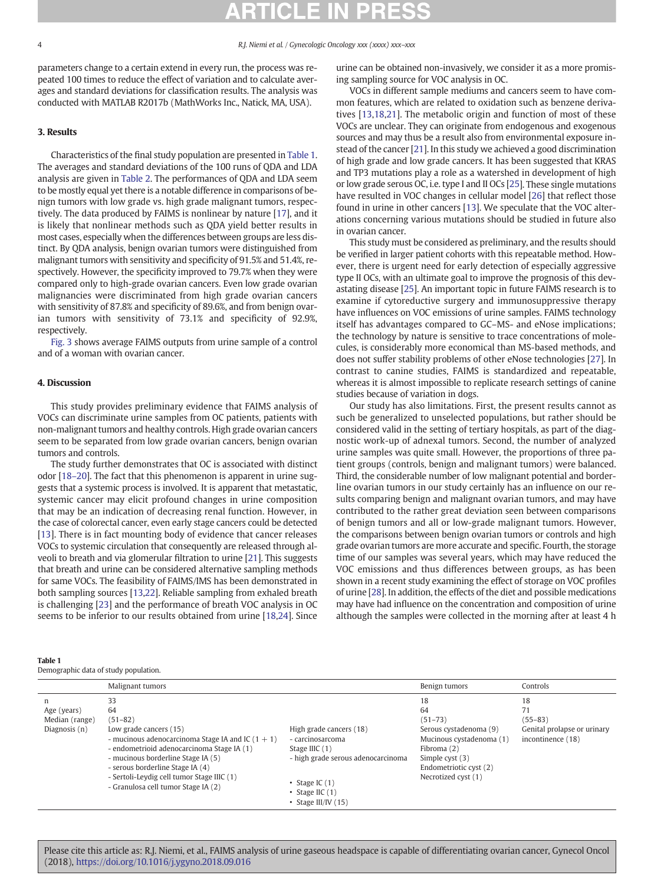parameters change to a certain extend in every run, the process was repeated 100 times to reduce the effect of variation and to calculate averages and standard deviations for classification results. The analysis was conducted with MATLAB R2017b (MathWorks Inc., Natick, MA, USA).

## 3. Results

Characteristics of the final study population are presented in Table 1. The averages and standard deviations of the 100 runs of QDA and LDA analysis are given in Table 2. The performances of QDA and LDA seem to be mostly equal yet there is a notable difference in comparisons of benign tumors with low grade vs. high grade malignant tumors, respectively. The data produced by FAIMS is nonlinear by nature [17], and it is likely that nonlinear methods such as QDA yield better results in most cases, especially when the differences between groups are less distinct. By QDA analysis, benign ovarian tumors were distinguished from malignant tumors with sensitivity and specificity of 91.5% and 51.4%, respectively. However, the specificity improved to 79.7% when they were compared only to high-grade ovarian cancers. Even low grade ovarian malignancies were discriminated from high grade ovarian cancers with sensitivity of 87.8% and specificity of 89.6%, and from benign ovarian tumors with sensitivity of 73.1% and specificity of 92.9%, respectively.

Fig. 3 shows average FAIMS outputs from urine sample of a control and of a woman with ovarian cancer.

## 4. Discussion

This study provides preliminary evidence that FAIMS analysis of VOCs can discriminate urine samples from OC patients, patients with non-malignant tumors and healthy controls. High grade ovarian cancers seem to be separated from low grade ovarian cancers, benign ovarian tumors and controls.

The study further demonstrates that OC is associated with distinct odor [18–20]. The fact that this phenomenon is apparent in urine suggests that a systemic process is involved. It is apparent that metastatic, systemic cancer may elicit profound changes in urine composition that may be an indication of decreasing renal function. However, in the case of colorectal cancer, even early stage cancers could be detected [13]. There is in fact mounting body of evidence that cancer releases VOCs to systemic circulation that consequently are released through alveoli to breath and via glomerular filtration to urine [21]. This suggests that breath and urine can be considered alternative sampling methods for same VOCs. The feasibility of FAIMS/IMS has been demonstrated in both sampling sources [13,22]. Reliable sampling from exhaled breath is challenging [23] and the performance of breath VOC analysis in OC seems to be inferior to our results obtained from urine [18,24]. Since urine can be obtained non-invasively, we consider it as a more promising sampling source for VOC analysis in OC.

VOCs in different sample mediums and cancers seem to have common features, which are related to oxidation such as benzene derivatives [13,18,21]. The metabolic origin and function of most of these VOCs are unclear. They can originate from endogenous and exogenous sources and may thus be a result also from environmental exposure instead of the cancer [21]. In this study we achieved a good discrimination of high grade and low grade cancers. It has been suggested that KRAS and TP3 mutations play a role as a watershed in development of high or low grade serous OC, i.e. type I and II OCs [25]. These single mutations have resulted in VOC changes in cellular model [26] that reflect those found in urine in other cancers [13]. We speculate that the VOC alterations concerning various mutations should be studied in future also in ovarian cancer.

This study must be considered as preliminary, and the results should be verified in larger patient cohorts with this repeatable method. However, there is urgent need for early detection of especially aggressive type II OCs, with an ultimate goal to improve the prognosis of this devastating disease [25]. An important topic in future FAIMS research is to examine if cytoreductive surgery and immunosuppressive therapy have influences on VOC emissions of urine samples. FAIMS technology itself has advantages compared to GC–MS- and eNose implications; the technology by nature is sensitive to trace concentrations of molecules, is considerably more economical than MS-based methods, and does not suffer stability problems of other eNose technologies [27]. In contrast to canine studies, FAIMS is standardized and repeatable, whereas it is almost impossible to replicate research settings of canine studies because of variation in dogs.

Our study has also limitations. First, the present results cannot as such be generalized to unselected populations, but rather should be considered valid in the setting of tertiary hospitals, as part of the diagnostic work-up of adnexal tumors. Second, the number of analyzed urine samples was quite small. However, the proportions of three patient groups (controls, benign and malignant tumors) were balanced. Third, the considerable number of low malignant potential and borderline ovarian tumors in our study certainly has an influence on our results comparing benign and malignant ovarian tumors, and may have contributed to the rather great deviation seen between comparisons of benign tumors and all or low-grade malignant tumors. However, the comparisons between benign ovarian tumors or controls and high grade ovarian tumors are more accurate and specific. Fourth, the storage time of our samples was several years, which may have reduced the VOC emissions and thus differences between groups, as has been shown in a recent study examining the effect of storage on VOC profiles of urine [28]. In addition, the effects of the diet and possible medications may have had influence on the concentration and composition of urine although the samples were collected in the morning after at least 4 h

**Table 1**
Demographic data of study population.

| | Malignant tumors | | Benign tumors | Controls |
|---|---|---|---|---|
| n | 33 | | 18 | 18 |
| Age (years) | 64 | | 64 | 71 |
| Median (range) | (51–82) | | (51–73) | (55–83) |
| Diagnosis (n) | Low grade cancers (15)<br>- mucinous adenocarcinoma Stage IA and IC (1 + 1)<br>- endometrioid adenocarcinoma Stage IA (1)<br>- mucinous borderline Stage IA (5)<br>- serous borderline Stage IA (4)<br>- Sertoli-Leydig cell tumor Stage IIIC (1)<br>- Granulosa cell tumor Stage IA (2) | High grade cancers (18)<br>- carcinosarcoma Stage IIIC (1)<br>- high grade serous adenocarcinoma<br>• Stage IC (1)<br>• Stage IIC (1)<br>• Stage III/IV (15) | Serous cystadenoma (9)<br>Mucinous cystadenoma (1)<br>Fibroma (2)<br>Simple cyst (3)<br>Endometriotic cyst (2)<br>Necrotized cyst (1) | Genital prolapse or urinary incontinence (18) |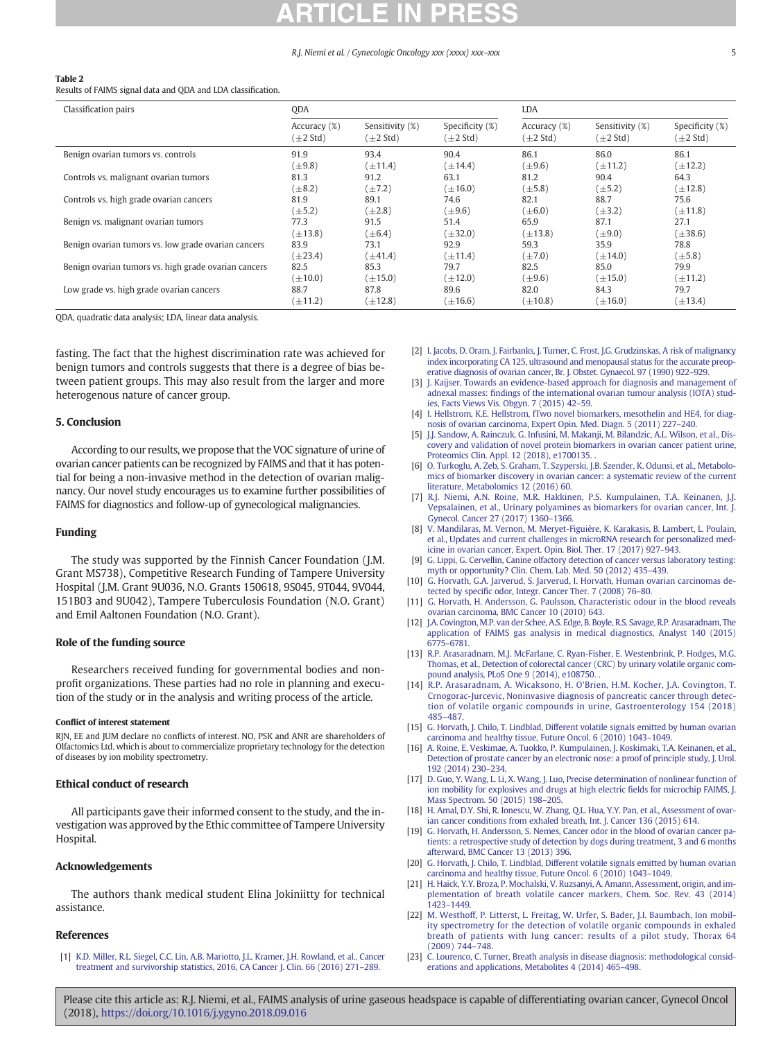**Table 2**
Results of FAIMS signal data and QDA and LDA classification.

| Classification pairs | QDA | | | LDA | | |
|---|---|---|---|---|---|---|
| | Accuracy (%) (±2 Std) | Sensitivity (%) (±2 Std) | Specificity (%) (±2 Std) | Accuracy (%) (±2 Std) | Sensitivity (%) (±2 Std) | Specificity (%) (±2 Std) |
| Benign ovarian tumors vs. controls | 91.9 (±9.8) | 93.4 (±11.4) | 90.4 (±14.4) | 86.1 (±9.6) | 86.0 (±11.2) | 86.1 (±12.2) |
| Controls vs. malignant ovarian tumors | 81.3 (±8.2) | 91.2 (±7.2) | 63.1 (±16.0) | 81.2 (±5.8) | 90.4 (±5.2) | 64.3 (±12.8) |
| Controls vs. high grade ovarian cancers | 81.9 (±5.2) | 89.1 (±2.8) | 74.6 (±9.6) | 82.1 (±6.0) | 88.7 (±3.2) | 75.6 (±11.8) |
| Benign vs. malignant ovarian tumors | 77.3 (±13.8) | 91.5 (±6.4) | 51.4 (±32.0) | 65.9 (±13.8) | 87.1 (±9.0) | 27.1 (±38.6) |
| Benign ovarian tumors vs. low grade ovarian cancers | 83.9 (±23.4) | 73.1 (±41.4) | 92.9 (±11.4) | 59.3 (±7.0) | 35.9 (±14.0) | 78.8 (±5.8) |
| Benign ovarian tumors vs. high grade ovarian cancers | 82.5 (±10.0) | 85.3 (±15.0) | 79.7 (±12.0) | 82.5 (±9.6) | 85.0 (±15.0) | 79.9 (±11.2) |
| Low grade vs. high grade ovarian cancers | 88.7 (±11.2) | 87.8 (±12.8) | 89.6 (±16.6) | 82.0 (±10.8) | 84.3 (±16.0) | 79.7 (±13.4) |

QDA, quadratic data analysis; LDA, linear data analysis.

fasting. The fact that the highest discrimination rate was achieved for benign tumors and controls suggests that there is a degree of bias between patient groups. This may also result from the larger and more heterogenous nature of cancer group.

## 5. Conclusion

According to our results, we propose that the VOC signature of urine of ovarian cancer patients can be recognized by FAIMS and that it has potential for being a non-invasive method in the detection of ovarian malignancy. Our novel study encourages us to examine further possibilities of FAIMS for diagnostics and follow-up of gynecological malignancies.

## Funding

The study was supported by the Finnish Cancer Foundation (J.M. Grant MS738), Competitive Research Funding of Tampere University Hospital (J.M. Grant 9U036, N.O. Grants 150618, 9S045, 9T044, 9V044, 151B03 and 9U042), Tampere Tuberculosis Foundation (N.O. Grant) and Emil Aaltonen Foundation (N.O. Grant).

## Role of the funding source

Researchers received funding for governmental bodies and non-profit organizations. These parties had no role in planning and execution of the study or in the analysis and writing process of the article.

#### Conflict of interest statement

RJN, EE and JUM declare no conflicts of interest. NO, PSK and ANR are shareholders of Olfactomics Ltd. which is about to commercialize proprietary technology for the detection of diseases by ion mobility spectrometry.

## Ethical conduct of research

All participants gave their informed consent to the study, and the investigation was approved by the Ethic committee of Tampere University Hospital.

## Acknowledgements

The authors thank medical student Elina Jokiniitty for technical assistance.

## References

[1] K.D. Miller, R.L. Siegel, C.C. Lin, A.B. Mariotto, J.L. Kramer, J.H. Rowland, et al., Cancer treatment and survivorship statistics, 2016, CA Cancer J. Clin. 66 (2016) 271–289.
[2] I. Jacobs, D. Oram, J. Fairbanks, J. Turner, C. Frost, J.G. Grudzinskas, A risk of malignancy index incorporating CA 125, ultrasound and menopausal status for the accurate preoperative diagnosis of ovarian cancer, Br. J. Obstet. Gynaecol. 97 (1990) 922–929.
[3] J. Kaijser, Towards an evidence-based approach for diagnosis and management of adnexal masses: findings of the international ovarian tumour analysis (IOTA) studies, Facts Views Vis. Obgyn. 7 (2015) 42–59.
[4] I. Hellstrom, K.E. Hellstrom, fTwo novel biomarkers, mesothelin and HE4, for diagnosis of ovarian carcinoma, Expert Opin. Med. Diagn. 5 (2011) 227–240.
[5] J.J. Sandow, A. Rainczuk, G. Infusini, M. Makanji, M. Bilandzic, A.L. Wilson, et al., Discovery and validation of novel protein biomarkers in ovarian cancer patient urine, Proteomics Clin. Appl. 12 (2018), e1700135. .
[6] O. Turkoglu, A. Zeb, S. Graham, T. Szyperski, J.B. Szender, K. Odunsi, et al., Metabolomics of biomarker discovery in ovarian cancer: a systematic review of the current literature, Metabolomics 12 (2016) 60.
[7] R.J. Niemi, A.N. Roine, M.R. Hakkinen, P.S. Kumpulainen, T.A. Keinanen, J.J. Vepsalainen, et al., Urinary polyamines as biomarkers for ovarian cancer, Int. J. Gynecol. Cancer 27 (2017) 1360–1366.
[8] V. Mandilaras, M. Vernon, M. Meryet-Figuière, K. Karakasis, B. Lambert, L. Poulain, et al., Updates and current challenges in microRNA research for personalized medicine in ovarian cancer, Expert. Opin. Biol. Ther. 17 (2017) 927–943.
[9] G. Lippi, G. Cervellin, Canine olfactory detection of cancer versus laboratory testing: myth or opportunity? Clin. Chem. Lab. Med. 50 (2012) 435–439.
[10] G. Horvath, G.A. Jarverud, S. Jarverud, I. Horvath, Human ovarian carcinomas detected by specific odor, Integr. Cancer Ther. 7 (2008) 76–80.
[11] G. Horvath, H. Andersson, G. Paulsson, Characteristic odour in the blood reveals ovarian carcinoma, BMC Cancer 10 (2010) 643.
[12] J.A. Covington, M.P. van der Schee, A.S. Edge, B. Boyle, R.S. Savage, R.P. Arasaradnam, The application of FAIMS gas analysis in medical diagnostics, Analyst 140 (2015) 6775–6781.
[13] R.P. Arasaradnam, M.J. McFarlane, C. Ryan-Fisher, E. Westenbrink, P. Hodges, M.G. Thomas, et al., Detection of colorectal cancer (CRC) by urinary volatile organic compound analysis, PLoS One 9 (2014), e108750. .
[14] R.P. Arasaradnam, A. Wicaksono, H. O'Brien, H.M. Kocher, J.A. Covington, T. Crnogorac-Jurcevic, Noninvasive diagnosis of pancreatic cancer through detection of volatile organic compounds in urine, Gastroenterology 154 (2018) 485–487.
[15] G. Horvath, J. Chilo, T. Lindblad, Different volatile signals emitted by human ovarian carcinoma and healthy tissue, Future Oncol. 6 (2010) 1043–1049.
[16] A. Roine, E. Veskimae, A. Tuokko, P. Kumpulainen, J. Koskimaki, T.A. Keinanen, et al., Detection of prostate cancer by an electronic nose: a proof of principle study, J. Urol. 192 (2014) 230–234.
[17] D. Guo, Y. Wang, L. Li, X. Wang, J. Luo, Precise determination of nonlinear function of ion mobility for explosives and drugs at high electric fields for microchip FAIMS, J. Mass Spectrom. 50 (2015) 198–205.
[18] H. Amal, D.Y. Shi, R. Ionescu, W. Zhang, Q.L. Hua, Y.Y. Pan, et al., Assessment of ovarian cancer conditions from exhaled breath, Int. J. Cancer 136 (2015) 614.
[19] G. Horvath, H. Andersson, S. Nemes, Cancer odor in the blood of ovarian cancer patients: a retrospective study of detection by dogs during treatment, 3 and 6 months afterward, BMC Cancer 13 (2013) 396.
[20] G. Horvath, J. Chilo, T. Lindblad, Different volatile signals emitted by human ovarian carcinoma and healthy tissue, Future Oncol. 6 (2010) 1043–1049.
[21] H. Haick, Y.Y. Broza, P. Mochalski, V. Ruzsanyi, A. Amann, Assessment, origin, and implementation of breath volatile cancer markers, Chem. Soc. Rev. 43 (2014) 1423–1449.
[22] M. Westhoff, P. Litterst, L. Freitag, W. Urfer, S. Bader, J.I. Baumbach, Ion mobility spectrometry for the detection of volatile organic compounds in exhaled breath of patients with lung cancer: results of a pilot study, Thorax 64 (2009) 744–748.
[23] C. Lourenco, C. Turner, Breath analysis in disease diagnosis: methodological considerations and applications, Metabolites 4 (2014) 465–498.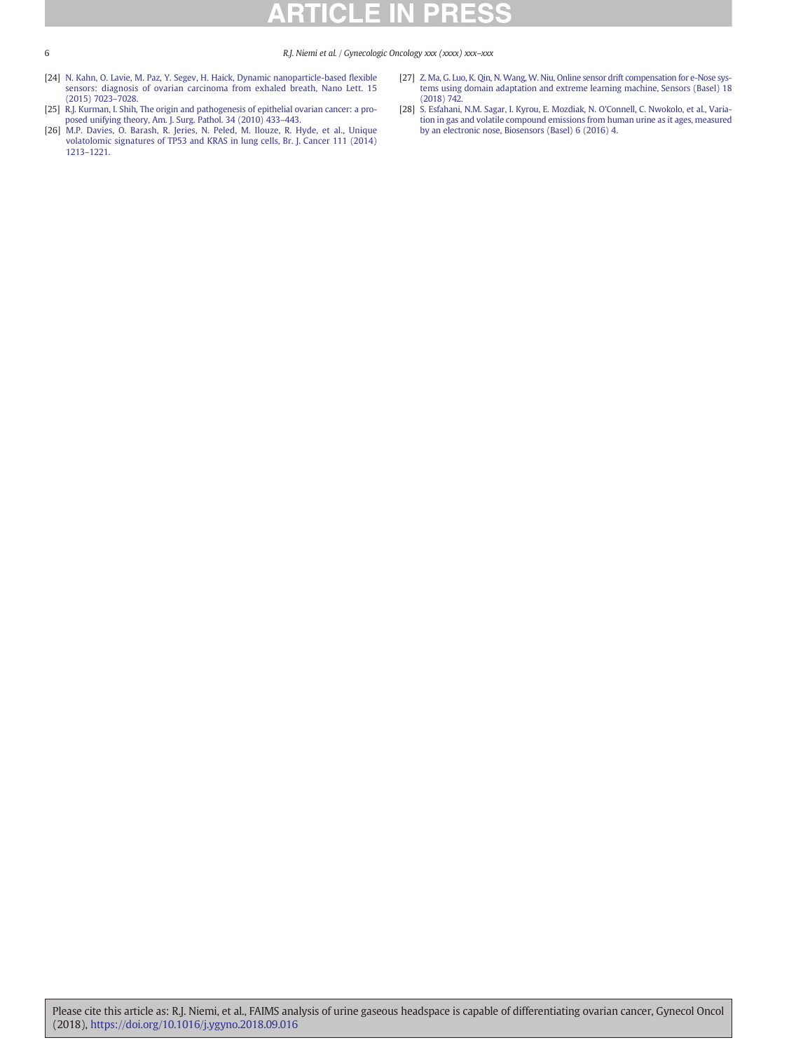[24] N. Kahn, O. Lavie, M. Paz, Y. Segev, H. Haick, Dynamic nanoparticle-based flexible sensors: diagnosis of ovarian carcinoma from exhaled breath, Nano Lett. 15 (2015) 7023–7028.

[25] R.J. Kurman, I. Shih, The origin and pathogenesis of epithelial ovarian cancer: a proposed unifying theory, Am. J. Surg. Pathol. 34 (2010) 433–443.

[26] M.P. Davies, O. Barash, R. Jeries, N. Peled, M. Ilouze, R. Hyde, et al., Unique volatolomic signatures of TP53 and KRAS in lung cells, Br. J. Cancer 111 (2014) 1213–1221.

[27] Z. Ma, G. Luo, K. Qin, N. Wang, W. Niu, Online sensor drift compensation for e-Nose systems using domain adaptation and extreme learning machine, Sensors (Basel) 18 (2018) 742.

[28] S. Esfahani, N.M. Sagar, I. Kyrou, E. Mozdiak, N. O'Connell, C. Nwokolo, et al., Variation in gas and volatile compound emissions from human urine as it ages, measured by an electronic nose, Biosensors (Basel) 6 (2016) 4.

Please cite this article as: R.J. Niemi, et al., FAIMS analysis of urine gaseous headspace is capable of differentiating ovarian cancer, Gynecol Oncol (2018), https://doi.org/10.1016/j.ygyno.2018.09.016